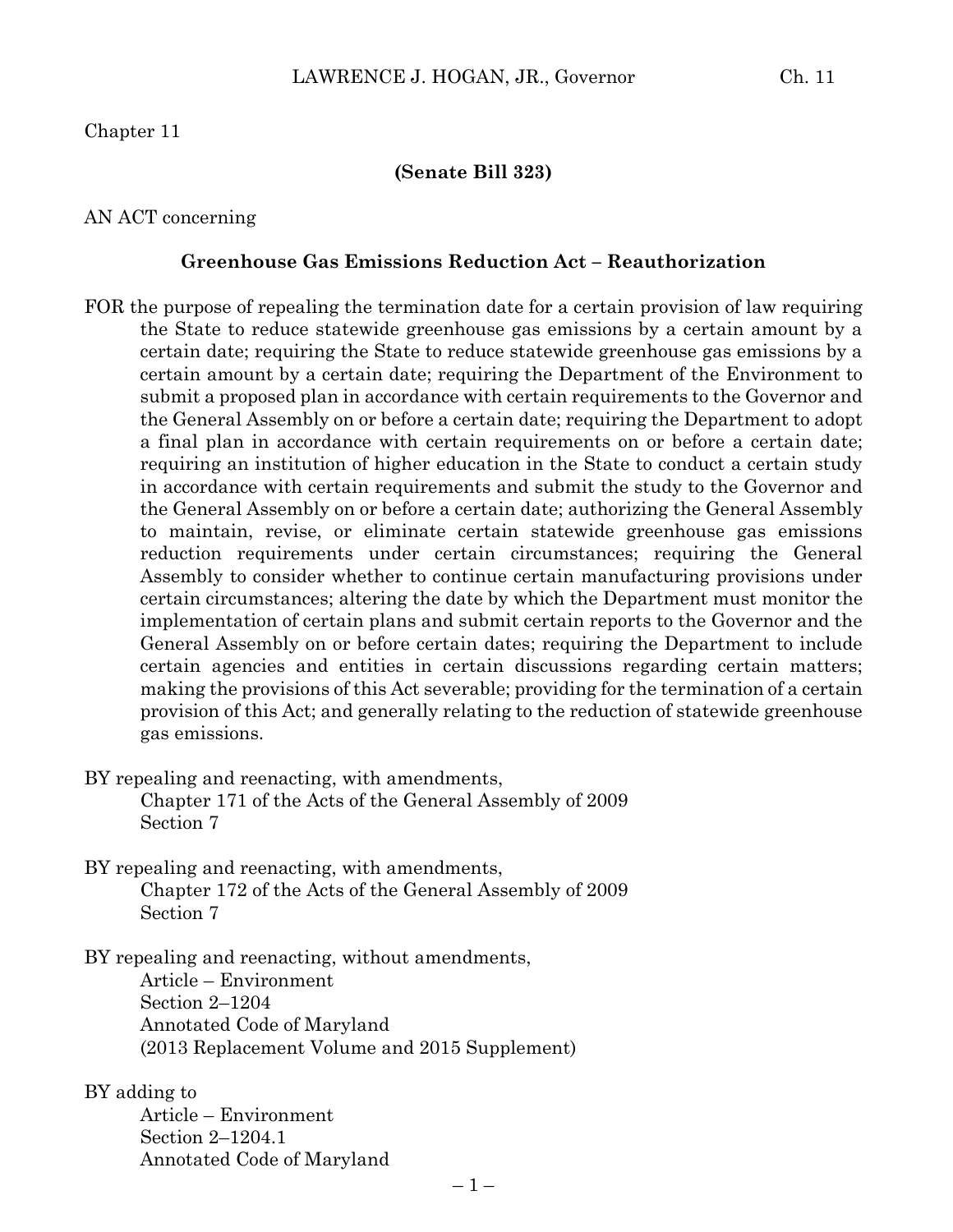Chapter 11

**(Senate Bill 323)**

AN ACT concerning

**Greenhouse Gas Emissions Reduction Act – Reauthorization**

FOR the purpose of repealing the termination date for a certain provision of law requiring the State to reduce statewide greenhouse gas emissions by a certain amount by a certain date; requiring the State to reduce statewide greenhouse gas emissions by a certain amount by a certain date; requiring the Department of the Environment to submit a proposed plan in accordance with certain requirements to the Governor and the General Assembly on or before a certain date; requiring the Department to adopt a final plan in accordance with certain requirements on or before a certain date; requiring an institution of higher education in the State to conduct a certain study in accordance with certain requirements and submit the study to the Governor and the General Assembly on or before a certain date; authorizing the General Assembly to maintain, revise, or eliminate certain statewide greenhouse gas emissions reduction requirements under certain circumstances; requiring the General Assembly to consider whether to continue certain manufacturing provisions under certain circumstances; altering the date by which the Department must monitor the implementation of certain plans and submit certain reports to the Governor and the General Assembly on or before certain dates; requiring the Department to include certain agencies and entities in certain discussions regarding certain matters; making the provisions of this Act severable; providing for the termination of a certain provision of this Act; and generally relating to the reduction of statewide greenhouse gas emissions.

BY repealing and reenacting, with amendments,
Chapter 171 of the Acts of the General Assembly of 2009
Section 7

BY repealing and reenacting, with amendments,
Chapter 172 of the Acts of the General Assembly of 2009
Section 7

BY repealing and reenacting, without amendments,
Article – Environment
Section 2–1204
Annotated Code of Maryland
(2013 Replacement Volume and 2015 Supplement)

BY adding to
Article – Environment
Section 2–1204.1
Annotated Code of Maryland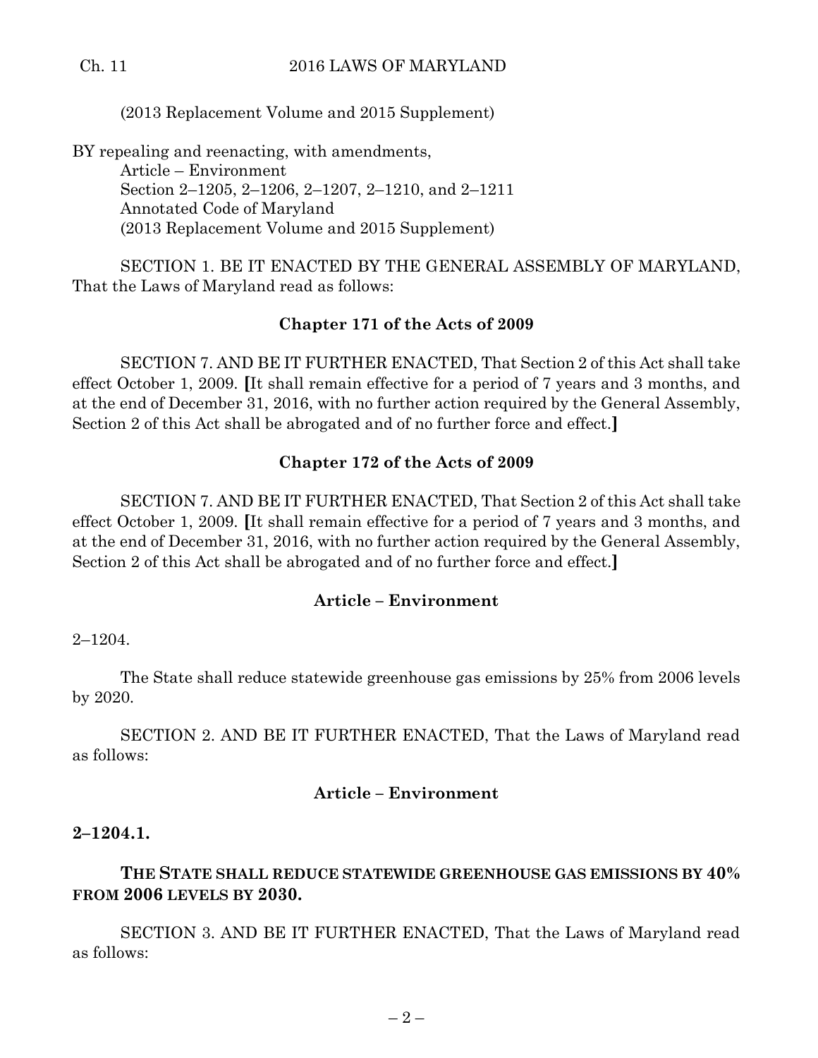(2013 Replacement Volume and 2015 Supplement)

BY repealing and reenacting, with amendments,
Article – Environment
Section 2–1205, 2–1206, 2–1207, 2–1210, and 2–1211
Annotated Code of Maryland
(2013 Replacement Volume and 2015 Supplement)

SECTION 1. BE IT ENACTED BY THE GENERAL ASSEMBLY OF MARYLAND, That the Laws of Maryland read as follows:

**Chapter 171 of the Acts of 2009**

SECTION 7. AND BE IT FURTHER ENACTED, That Section 2 of this Act shall take effect October 1, 2009. **[**It shall remain effective for a period of 7 years and 3 months, and at the end of December 31, 2016, with no further action required by the General Assembly, Section 2 of this Act shall be abrogated and of no further force and effect.**]**

**Chapter 172 of the Acts of 2009**

SECTION 7. AND BE IT FURTHER ENACTED, That Section 2 of this Act shall take effect October 1, 2009. **[**It shall remain effective for a period of 7 years and 3 months, and at the end of December 31, 2016, with no further action required by the General Assembly, Section 2 of this Act shall be abrogated and of no further force and effect.**]**

**Article – Environment**

2–1204.

The State shall reduce statewide greenhouse gas emissions by 25% from 2006 levels by 2020.

SECTION 2. AND BE IT FURTHER ENACTED, That the Laws of Maryland read as follows:

**Article – Environment**

**2–1204.1.**

**THE STATE SHALL REDUCE STATEWIDE GREENHOUSE GAS EMISSIONS BY 40% FROM 2006 LEVELS BY 2030.**

SECTION 3. AND BE IT FURTHER ENACTED, That the Laws of Maryland read as follows: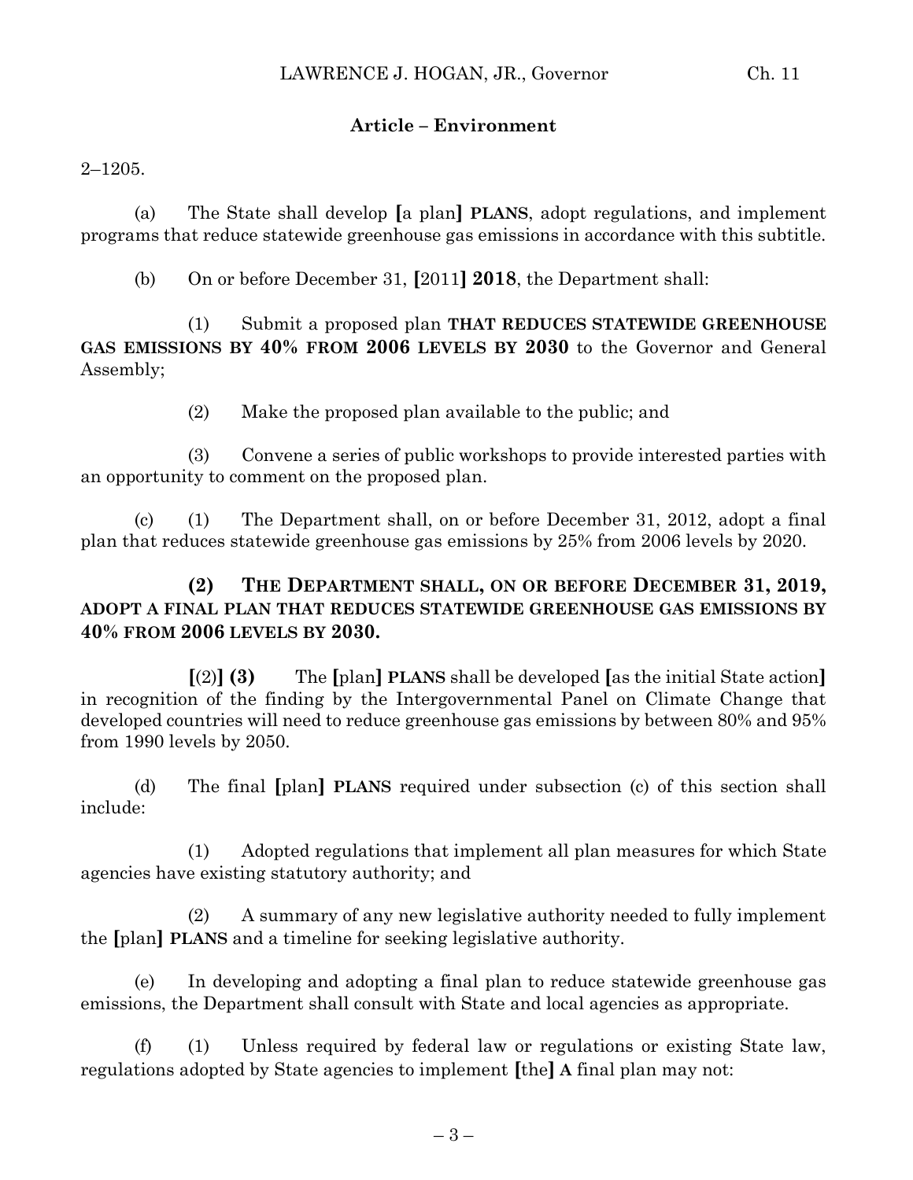**Article – Environment**

2–1205.

(a) The State shall develop [a plan] **PLANS**, adopt regulations, and implement programs that reduce statewide greenhouse gas emissions in accordance with this subtitle.

(b) On or before December 31, [2011] **2018**, the Department shall:

(1) Submit a proposed plan **THAT REDUCES STATEWIDE GREENHOUSE GAS EMISSIONS BY 40% FROM 2006 LEVELS BY 2030** to the Governor and General Assembly;

(2) Make the proposed plan available to the public; and

(3) Convene a series of public workshops to provide interested parties with an opportunity to comment on the proposed plan.

(c) (1) The Department shall, on or before December 31, 2012, adopt a final plan that reduces statewide greenhouse gas emissions by 25% from 2006 levels by 2020.

**(2) THE DEPARTMENT SHALL, ON OR BEFORE DECEMBER 31, 2019, ADOPT A FINAL PLAN THAT REDUCES STATEWIDE GREENHOUSE GAS EMISSIONS BY 40% FROM 2006 LEVELS BY 2030.**

[(2)] **(3)** The [plan] **PLANS** shall be developed [as the initial State action] in recognition of the finding by the Intergovernmental Panel on Climate Change that developed countries will need to reduce greenhouse gas emissions by between 80% and 95% from 1990 levels by 2050.

(d) The final [plan] **PLANS** required under subsection (c) of this section shall include:

(1) Adopted regulations that implement all plan measures for which State agencies have existing statutory authority; and

(2) A summary of any new legislative authority needed to fully implement the [plan] **PLANS** and a timeline for seeking legislative authority.

(e) In developing and adopting a final plan to reduce statewide greenhouse gas emissions, the Department shall consult with State and local agencies as appropriate.

(f) (1) Unless required by federal law or regulations or existing State law, regulations adopted by State agencies to implement [the] **A** final plan may not: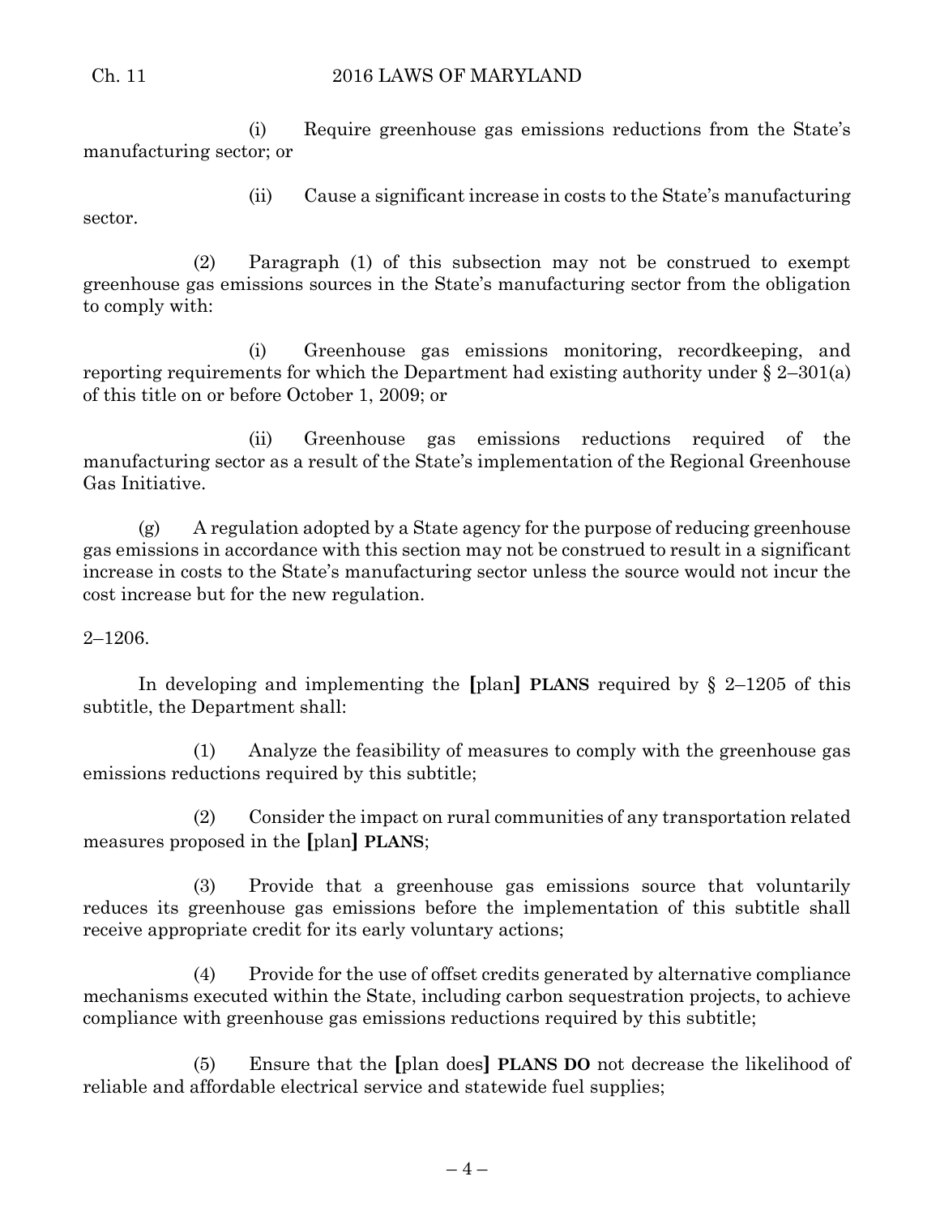(i) Require greenhouse gas emissions reductions from the State's manufacturing sector; or

(ii) Cause a significant increase in costs to the State's manufacturing sector.

(2) Paragraph (1) of this subsection may not be construed to exempt greenhouse gas emissions sources in the State's manufacturing sector from the obligation to comply with:

(i) Greenhouse gas emissions monitoring, recordkeeping, and reporting requirements for which the Department had existing authority under § 2–301(a) of this title on or before October 1, 2009; or

(ii) Greenhouse gas emissions reductions required of the manufacturing sector as a result of the State's implementation of the Regional Greenhouse Gas Initiative.

(g) A regulation adopted by a State agency for the purpose of reducing greenhouse gas emissions in accordance with this section may not be construed to result in a significant increase in costs to the State's manufacturing sector unless the source would not incur the cost increase but for the new regulation.

2–1206.

In developing and implementing the [plan] **PLANS** required by § 2–1205 of this subtitle, the Department shall:

(1) Analyze the feasibility of measures to comply with the greenhouse gas emissions reductions required by this subtitle;

(2) Consider the impact on rural communities of any transportation related measures proposed in the [plan] **PLANS**;

(3) Provide that a greenhouse gas emissions source that voluntarily reduces its greenhouse gas emissions before the implementation of this subtitle shall receive appropriate credit for its early voluntary actions;

(4) Provide for the use of offset credits generated by alternative compliance mechanisms executed within the State, including carbon sequestration projects, to achieve compliance with greenhouse gas emissions reductions required by this subtitle;

(5) Ensure that the [plan does] **PLANS DO** not decrease the likelihood of reliable and affordable electrical service and statewide fuel supplies;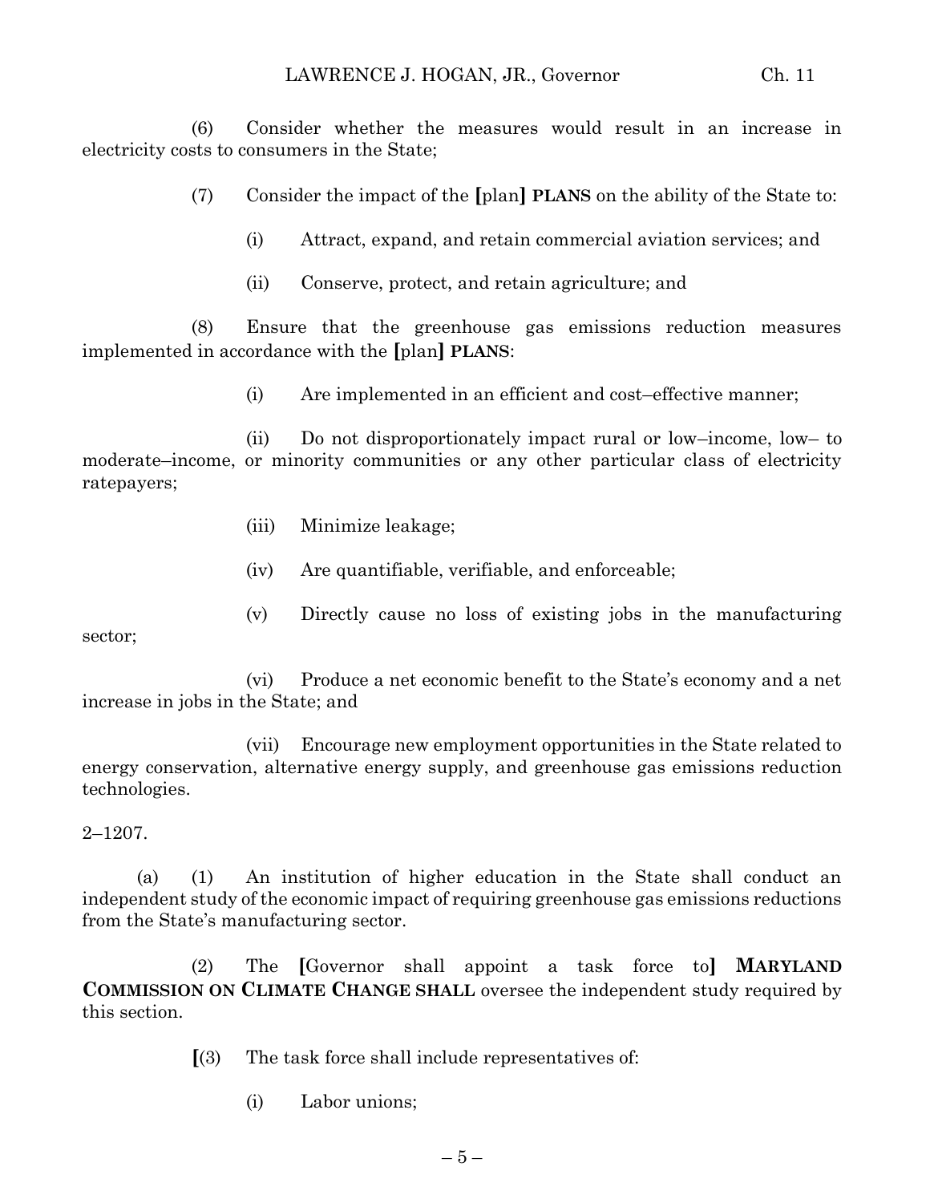(6) Consider whether the measures would result in an increase in electricity costs to consumers in the State;

(7) Consider the impact of the [plan] **PLANS** on the ability of the State to:

(i) Attract, expand, and retain commercial aviation services; and

(ii) Conserve, protect, and retain agriculture; and

(8) Ensure that the greenhouse gas emissions reduction measures implemented in accordance with the [plan] **PLANS**:

(i) Are implemented in an efficient and cost–effective manner;

(ii) Do not disproportionately impact rural or low–income, low– to moderate–income, or minority communities or any other particular class of electricity ratepayers;

(iii) Minimize leakage;

(iv) Are quantifiable, verifiable, and enforceable;

(v) Directly cause no loss of existing jobs in the manufacturing sector;

(vi) Produce a net economic benefit to the State's economy and a net increase in jobs in the State; and

(vii) Encourage new employment opportunities in the State related to energy conservation, alternative energy supply, and greenhouse gas emissions reduction technologies.

2–1207.

(a) (1) An institution of higher education in the State shall conduct an independent study of the economic impact of requiring greenhouse gas emissions reductions from the State's manufacturing sector.

(2) The [Governor shall appoint a task force to] **MARYLAND COMMISSION ON CLIMATE CHANGE SHALL** oversee the independent study required by this section.

[(3) The task force shall include representatives of:

(i) Labor unions;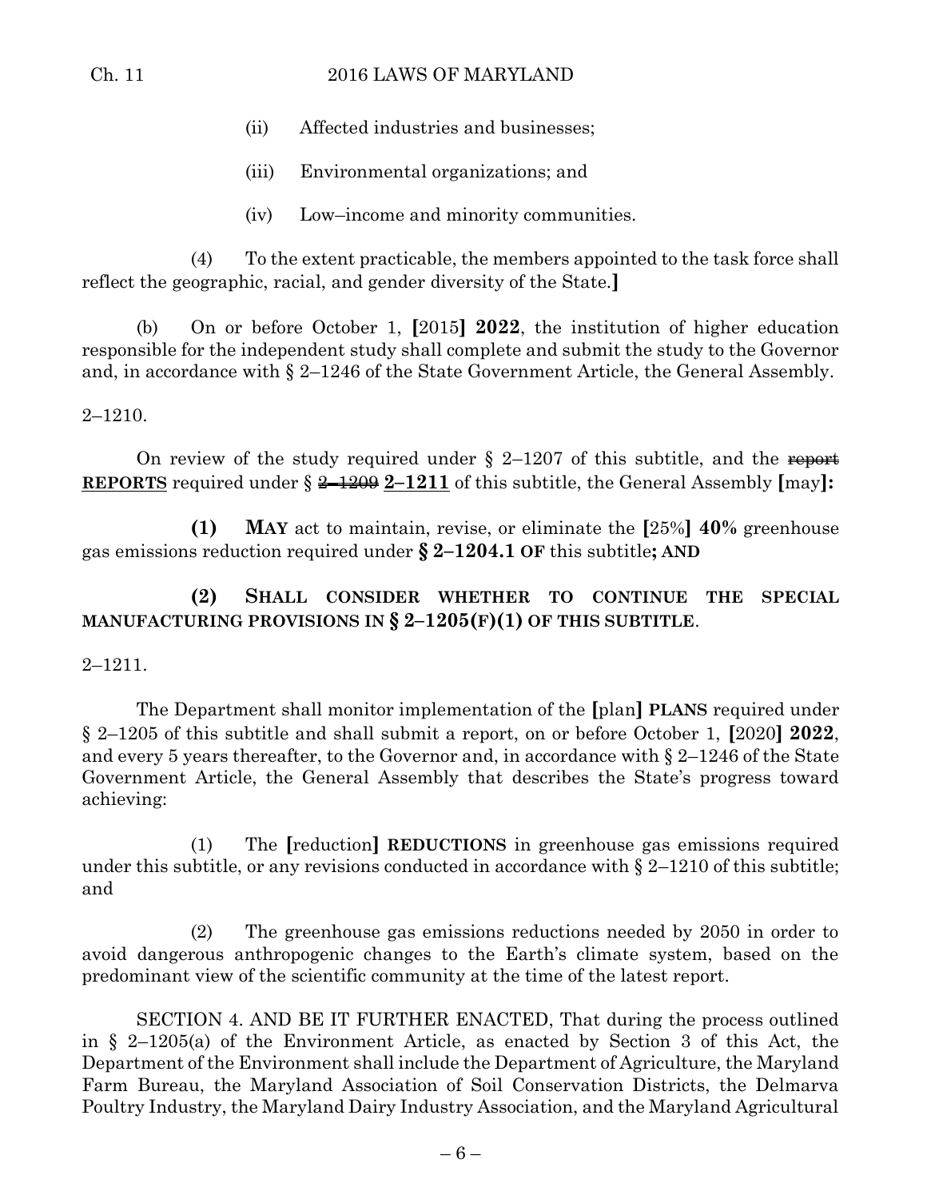(ii) Affected industries and businesses;

(iii) Environmental organizations; and

(iv) Low–income and minority communities.

(4) To the extent practicable, the members appointed to the task force shall reflect the geographic, racial, and gender diversity of the State.]

(b) On or before October 1, [2015] **2022**, the institution of higher education responsible for the independent study shall complete and submit the study to the Governor and, in accordance with § 2–1246 of the State Government Article, the General Assembly.

2–1210.

On review of the study required under § 2–1207 of this subtitle, and the ~~report~~ **REPORTS** required under § ~~2–1209~~ **2–1211** of this subtitle, the General Assembly [may]:

**(1) MAY** act to maintain, revise, or eliminate the [25%] **40%** greenhouse gas emissions reduction required under **§ 2–1204.1 OF** this subtitle**; AND**

**(2) SHALL CONSIDER WHETHER TO CONTINUE THE SPECIAL MANUFACTURING PROVISIONS IN § 2–1205(F)(1) OF THIS SUBTITLE**.

2–1211.

The Department shall monitor implementation of the [plan] **PLANS** required under § 2–1205 of this subtitle and shall submit a report, on or before October 1, [2020] **2022**, and every 5 years thereafter, to the Governor and, in accordance with § 2–1246 of the State Government Article, the General Assembly that describes the State's progress toward achieving:

(1) The [reduction] **REDUCTIONS** in greenhouse gas emissions required under this subtitle, or any revisions conducted in accordance with § 2–1210 of this subtitle; and

(2) The greenhouse gas emissions reductions needed by 2050 in order to avoid dangerous anthropogenic changes to the Earth's climate system, based on the predominant view of the scientific community at the time of the latest report.

SECTION 4. AND BE IT FURTHER ENACTED, That during the process outlined in § 2–1205(a) of the Environment Article, as enacted by Section 3 of this Act, the Department of the Environment shall include the Department of Agriculture, the Maryland Farm Bureau, the Maryland Association of Soil Conservation Districts, the Delmarva Poultry Industry, the Maryland Dairy Industry Association, and the Maryland Agricultural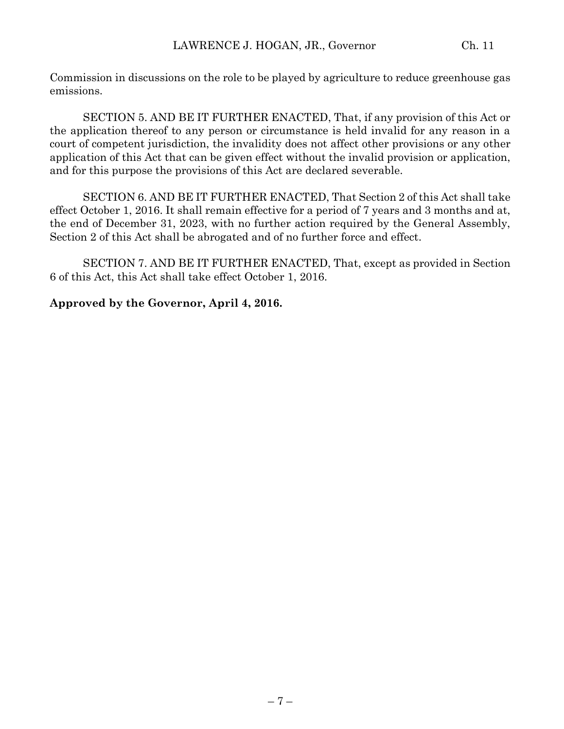Commission in discussions on the role to be played by agriculture to reduce greenhouse gas emissions.

SECTION 5. AND BE IT FURTHER ENACTED, That, if any provision of this Act or the application thereof to any person or circumstance is held invalid for any reason in a court of competent jurisdiction, the invalidity does not affect other provisions or any other application of this Act that can be given effect without the invalid provision or application, and for this purpose the provisions of this Act are declared severable.

SECTION 6. AND BE IT FURTHER ENACTED, That Section 2 of this Act shall take effect October 1, 2016. It shall remain effective for a period of 7 years and 3 months and at, the end of December 31, 2023, with no further action required by the General Assembly, Section 2 of this Act shall be abrogated and of no further force and effect.

SECTION 7. AND BE IT FURTHER ENACTED, That, except as provided in Section 6 of this Act, this Act shall take effect October 1, 2016.

**Approved by the Governor, April 4, 2016.**